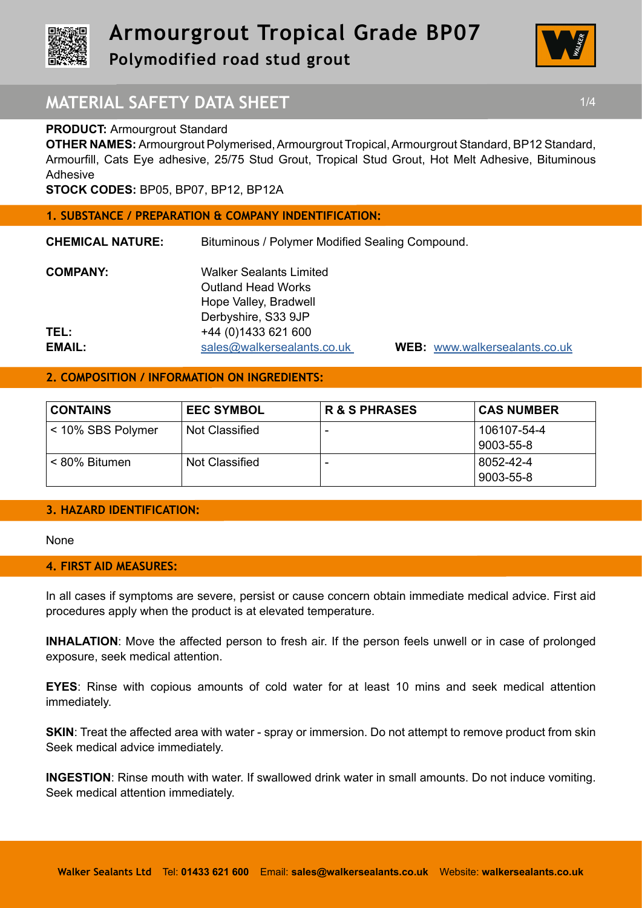# Armourgrout Tropical Grade BP07

## Polymodified road stud grout

## MATERIAL SAFETY DATA SHEET

**PRODUCT:** Armourgrout Standard

**OTHER NAMES:** Armourgrout Polymerised, Armourgrout Tropical, Armourgrout Standard, BP12 Standard, Armourfill, Cats Eye adhesive, 25/75 Stud Grout, Tropical Stud Grout, Hot Melt Adhesive, Bituminous Adhesive

**STOCK CODES:** BP05, BP07, BP12, BP12A

### 1. SUBSTANCE / PREPARATION & COMPANY INDENTIFICATION:

**CHEMICAL NATURE:** Bituminous / Polymer Modified Sealing Compound.

**COMPANY:** Walker Sealants Limited
Outland Head Works
Hope Valley, Bradwell
Derbyshire, S33 9JP

**TEL:** +44 (0)1433 621 600

**EMAIL:** sales@walkersealants.co.uk **WEB:** www.walkersealants.co.uk

### 2. COMPOSITION / INFORMATION ON INGREDIENTS:

| CONTAINS | EEC SYMBOL | R & S PHRASES | CAS NUMBER |
|---|---|---|---|
| < 10% SBS Polymer | Not Classified | - | 106107-54-4<br>9003-55-8 |
| < 80% Bitumen | Not Classified | - | 8052-42-4<br>9003-55-8 |

### 3. HAZARD IDENTIFICATION:

None

### 4. FIRST AID MEASURES:

In all cases if symptoms are severe, persist or cause concern obtain immediate medical advice. First aid procedures apply when the product is at elevated temperature.

**INHALATION**: Move the affected person to fresh air. If the person feels unwell or in case of prolonged exposure, seek medical attention.

**EYES**: Rinse with copious amounts of cold water for at least 10 mins and seek medical attention immediately.

**SKIN**: Treat the affected area with water - spray or immersion. Do not attempt to remove product from skin Seek medical advice immediately.

**INGESTION**: Rinse mouth with water. If swallowed drink water in small amounts. Do not induce vomiting. Seek medical attention immediately.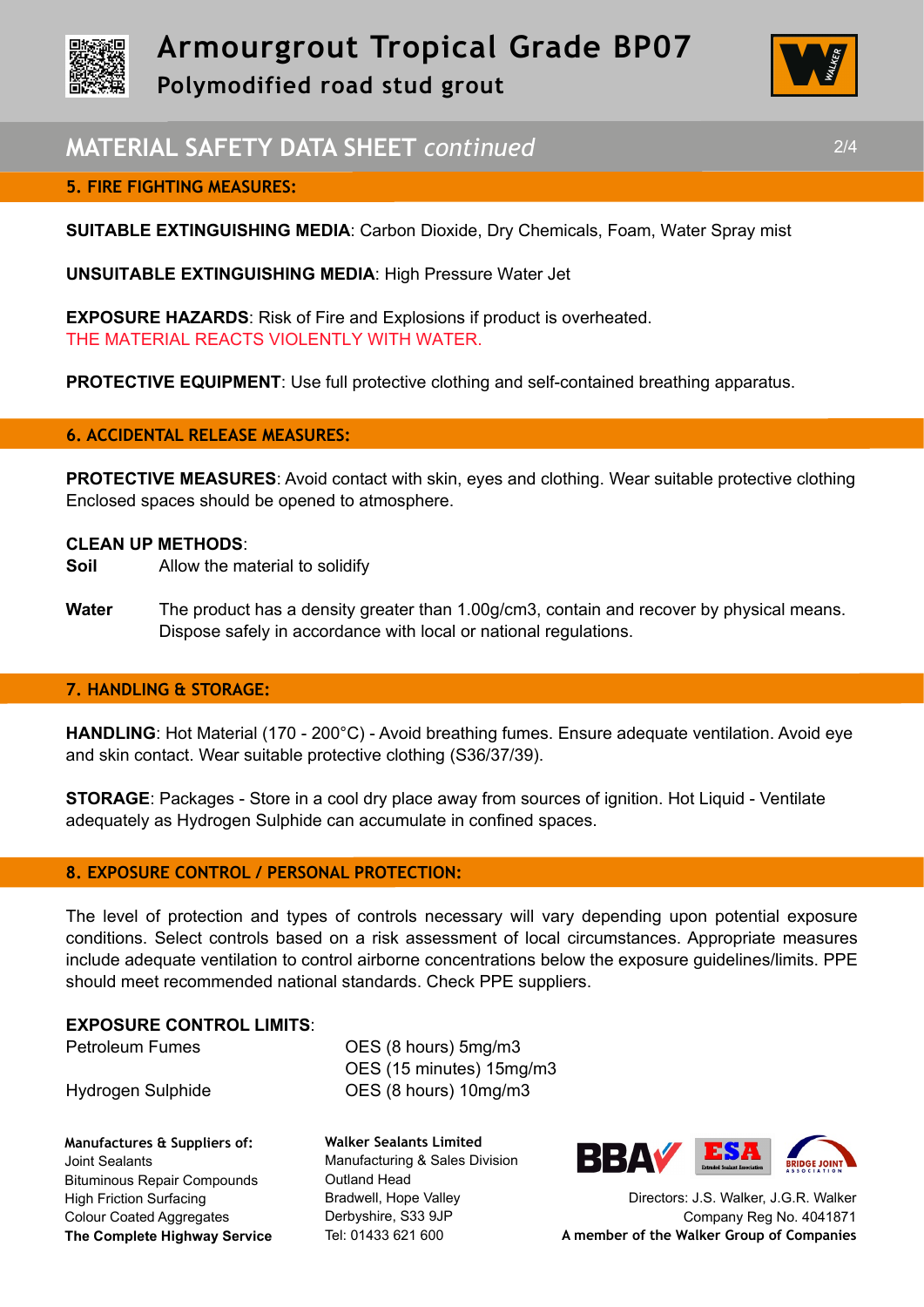## MATERIAL SAFETY DATA SHEET *continued*

### 5. FIRE FIGHTING MEASURES:

**SUITABLE EXTINGUISHING MEDIA**: Carbon Dioxide, Dry Chemicals, Foam, Water Spray mist

**UNSUITABLE EXTINGUISHING MEDIA**: High Pressure Water Jet

**EXPOSURE HAZARDS**: Risk of Fire and Explosions if product is overheated.
THE MATERIAL REACTS VIOLENTLY WITH WATER.

**PROTECTIVE EQUIPMENT**: Use full protective clothing and self-contained breathing apparatus.

### 6. ACCIDENTAL RELEASE MEASURES:

**PROTECTIVE MEASURES**: Avoid contact with skin, eyes and clothing. Wear suitable protective clothing Enclosed spaces should be opened to atmosphere.

**CLEAN UP METHODS**:

**Soil** Allow the material to solidify

**Water** The product has a density greater than 1.00g/cm3, contain and recover by physical means. Dispose safely in accordance with local or national regulations.

### 7. HANDLING & STORAGE:

**HANDLING**: Hot Material (170 - 200°C) - Avoid breathing fumes. Ensure adequate ventilation. Avoid eye and skin contact. Wear suitable protective clothing (S36/37/39).

**STORAGE**: Packages - Store in a cool dry place away from sources of ignition. Hot Liquid - Ventilate adequately as Hydrogen Sulphide can accumulate in confined spaces.

### 8. EXPOSURE CONTROL / PERSONAL PROTECTION:

The level of protection and types of controls necessary will vary depending upon potential exposure conditions. Select controls based on a risk assessment of local circumstances. Appropriate measures include adequate ventilation to control airborne concentrations below the exposure guidelines/limits. PPE should meet recommended national standards. Check PPE suppliers.

**EXPOSURE CONTROL LIMITS**:

| | |
|---|---|
| Petroleum Fumes | OES (8 hours) 5mg/m3 |
| | OES (15 minutes) 15mg/m3 |
| Hydrogen Sulphide | OES (8 hours) 10mg/m3 |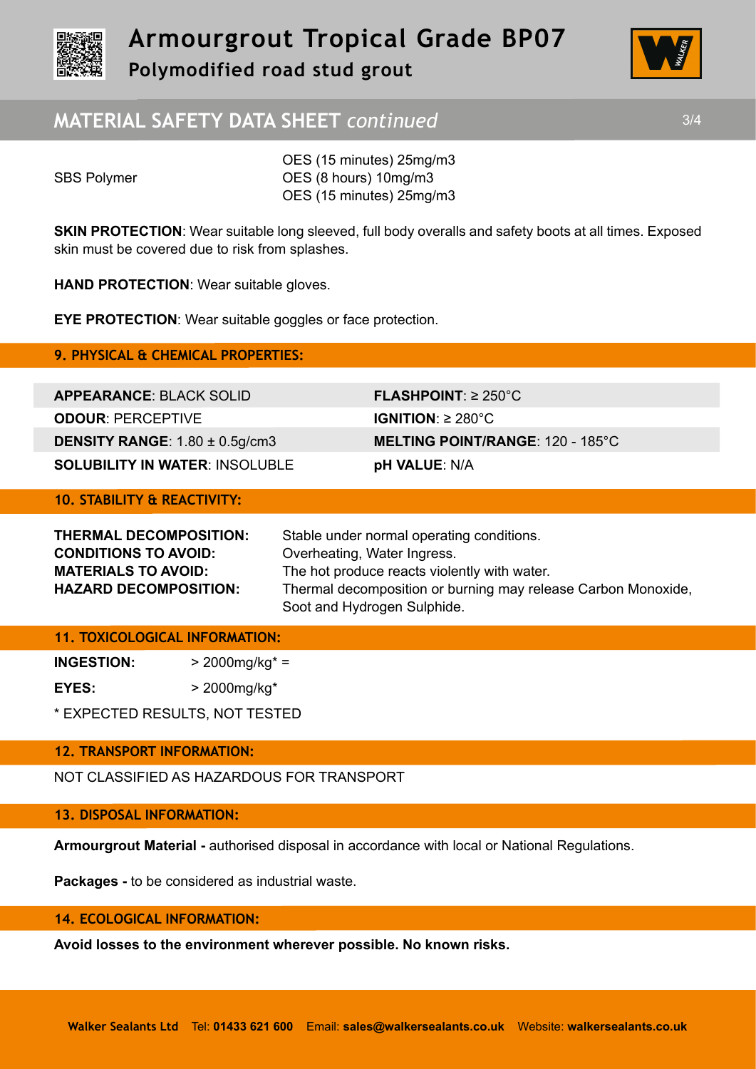| | |
|---|---|
| | OES (15 minutes) 25mg/m3 |
| SBS Polymer | OES (8 hours) 10mg/m3 |
| | OES (15 minutes) 25mg/m3 |

**SKIN PROTECTION**: Wear suitable long sleeved, full body overalls and safety boots at all times. Exposed skin must be covered due to risk from splashes.

**HAND PROTECTION**: Wear suitable gloves.

**EYE PROTECTION**: Wear suitable goggles or face protection.

## 9. PHYSICAL & CHEMICAL PROPERTIES:

| | |
|---|---|
| **APPEARANCE**: BLACK SOLID | **FLASHPOINT**: ≥ 250°C |
| **ODOUR**: PERCEPTIVE | **IGNITION**: ≥ 280°C |
| **DENSITY RANGE**: 1.80 ± 0.5g/cm3 | **MELTING POINT/RANGE**: 120 - 185°C |
| **SOLUBILITY IN WATER**: INSOLUBLE | **pH VALUE**: N/A |

## 10. STABILITY & REACTIVITY:

| | |
|---|---|
| **THERMAL DECOMPOSITION:** | Stable under normal operating conditions. |
| **CONDITIONS TO AVOID:** | Overheating, Water Ingress. |
| **MATERIALS TO AVOID:** | The hot produce reacts violently with water. |
| **HAZARD DECOMPOSITION:** | Thermal decomposition or burning may release Carbon Monoxide, Soot and Hydrogen Sulphide. |

## 11. TOXICOLOGICAL INFORMATION:

| | |
|---|---|
| **INGESTION:** | > 2000mg/kg* = |
| **EYES:** | > 2000mg/kg* |

* EXPECTED RESULTS, NOT TESTED

## 12. TRANSPORT INFORMATION:

NOT CLASSIFIED AS HAZARDOUS FOR TRANSPORT

## 13. DISPOSAL INFORMATION:

**Armourgrout Material -** authorised disposal in accordance with local or National Regulations.

**Packages -** to be considered as industrial waste.

## 14. ECOLOGICAL INFORMATION:

**Avoid losses to the environment wherever possible. No known risks.**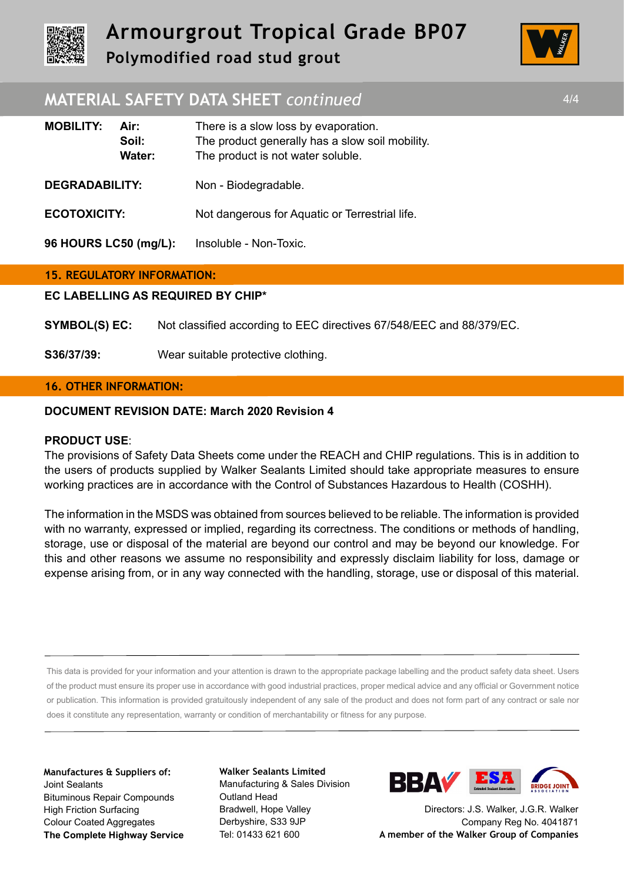**MOBILITY:**

| | | |
|---|---|---|
| **Air:** | There is a slow loss by evaporation. |
| **Soil:** | The product generally has a slow soil mobility. |
| **Water:** | The product is not water soluble. |

**DEGRADABILITY:** Non - Biodegradable.

**ECOTOXICITY:** Not dangerous for Aquatic or Terrestrial life.

**96 HOURS LC50 (mg/L):** Insoluble - Non-Toxic.

## 15. REGULATORY INFORMATION:

**EC LABELLING AS REQUIRED BY CHIP***

**SYMBOL(S) EC:** Not classified according to EEC directives 67/548/EEC and 88/379/EC.

**S36/37/39:** Wear suitable protective clothing.

## 16. OTHER INFORMATION:

**DOCUMENT REVISION DATE: March 2020 Revision 4**

**PRODUCT USE**:

The provisions of Safety Data Sheets come under the REACH and CHIP regulations. This is in addition to the users of products supplied by Walker Sealants Limited should take appropriate measures to ensure working practices are in accordance with the Control of Substances Hazardous to Health (COSHH).

The information in the MSDS was obtained from sources believed to be reliable. The information is provided with no warranty, expressed or implied, regarding its correctness. The conditions or methods of handling, storage, use or disposal of the material are beyond our control and may be beyond our knowledge. For this and other reasons we assume no responsibility and expressly disclaim liability for loss, damage or expense arising from, or in any way connected with the handling, storage, use or disposal of this material.

This data is provided for your information and your attention is drawn to the appropriate package labelling and the product safety data sheet. Users of the product must ensure its proper use in accordance with good industrial practices, proper medical advice and any official or Government notice or publication. This information is provided gratuitously independent of any sale of the product and does not form part of any contract or sale nor does it constitute any representation, warranty or condition of merchantability or fitness for any purpose.

**Manufactures & Suppliers of:**
Joint Sealants
Bituminous Repair Compounds
High Friction Surfacing
Colour Coated Aggregates
**The Complete Highway Service**

**Walker Sealants Limited**
Manufacturing & Sales Division
Outland Head
Bradwell, Hope Valley
Derbyshire, S33 9JP
Tel: 01433 621 600

Directors: J.S. Walker, J.G.R. Walker
Company Reg No. 4041871
**A member of the Walker Group of Companies**